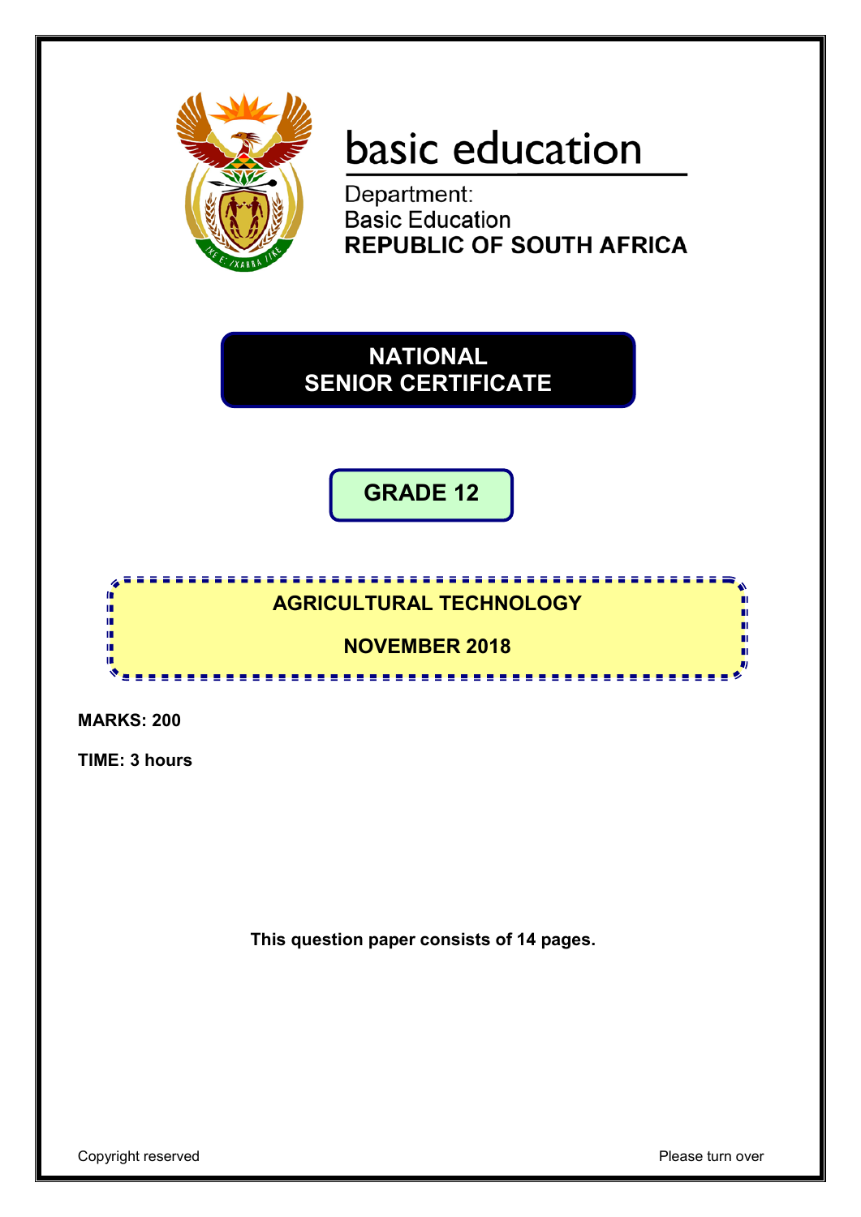basic education

Department:
Basic Education
**REPUBLIC OF SOUTH AFRICA**

# NATIONAL SENIOR CERTIFICATE

## GRADE 12

## AGRICULTURAL TECHNOLOGY

## NOVEMBER 2018

**MARKS: 200**

**TIME: 3 hours**

**This question paper consists of 14 pages.**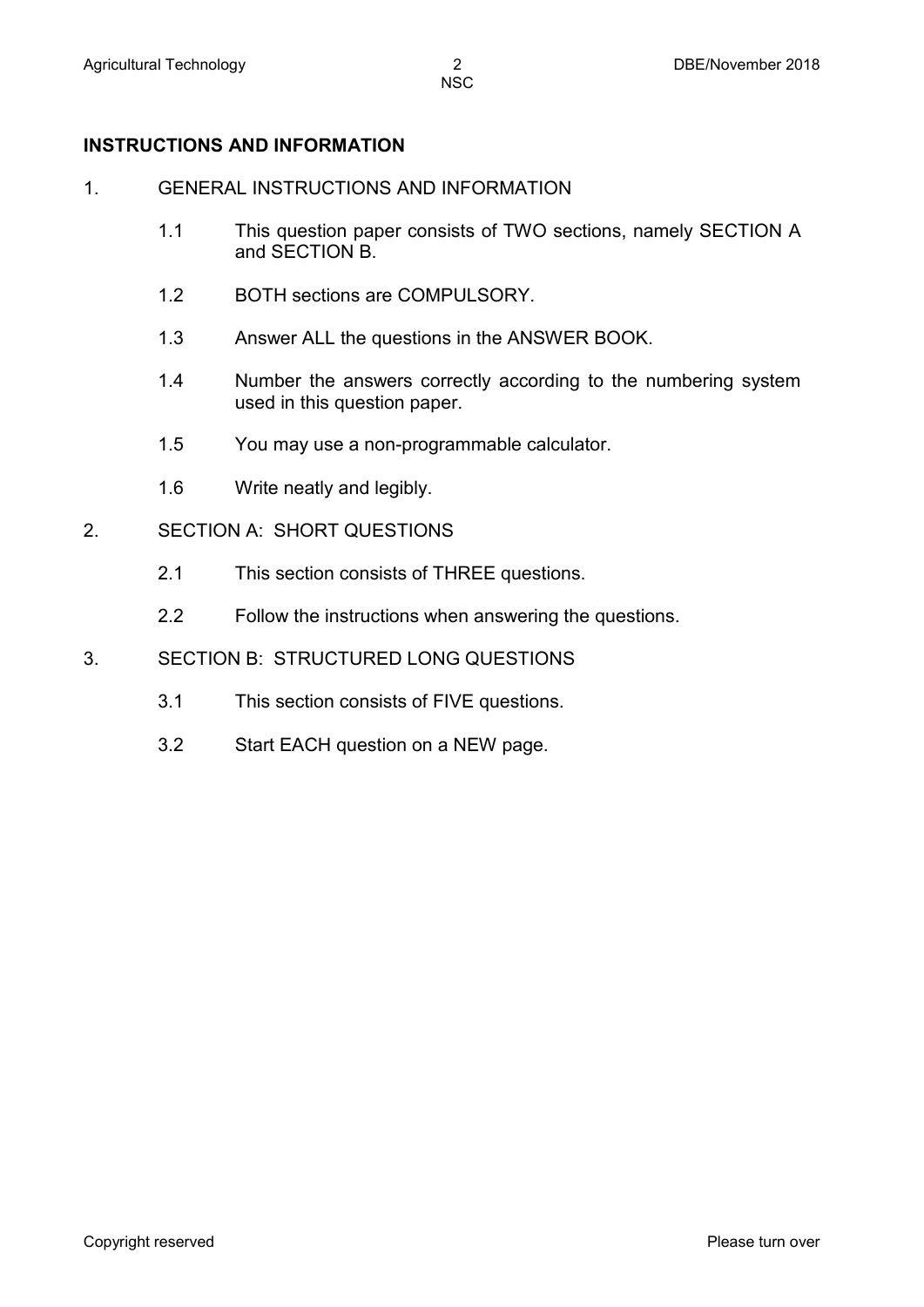## INSTRUCTIONS AND INFORMATION

1. GENERAL INSTRUCTIONS AND INFORMATION

   1.1 This question paper consists of TWO sections, namely SECTION A and SECTION B.

   1.2 BOTH sections are COMPULSORY.

   1.3 Answer ALL the questions in the ANSWER BOOK.

   1.4 Number the answers correctly according to the numbering system used in this question paper.

   1.5 You may use a non-programmable calculator.

   1.6 Write neatly and legibly.

2. SECTION A: SHORT QUESTIONS

   2.1 This section consists of THREE questions.

   2.2 Follow the instructions when answering the questions.

3. SECTION B: STRUCTURED LONG QUESTIONS

   3.1 This section consists of FIVE questions.

   3.2 Start EACH question on a NEW page.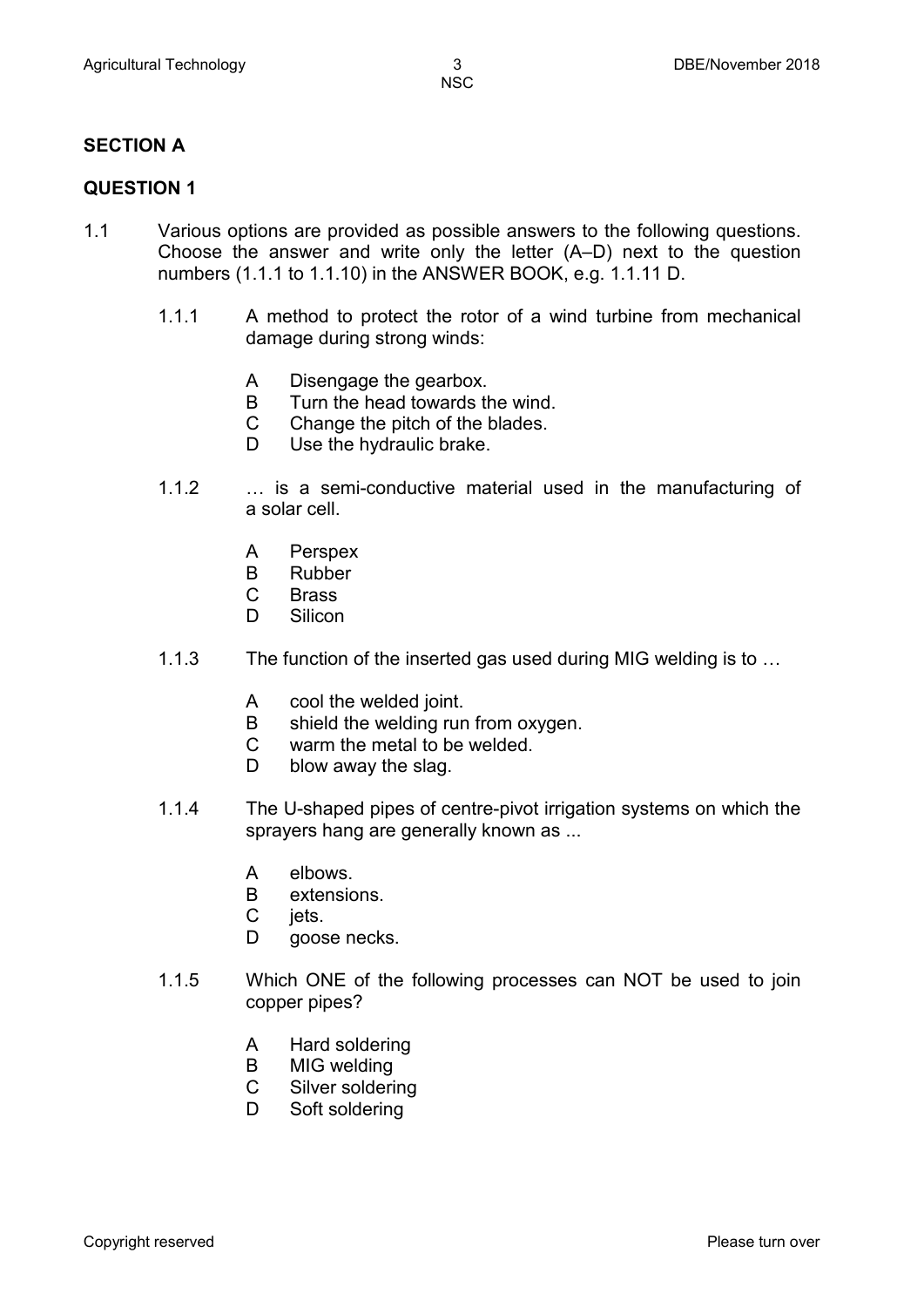## SECTION A

## QUESTION 1

1.1 Various options are provided as possible answers to the following questions. Choose the answer and write only the letter (A–D) next to the question numbers (1.1.1 to 1.1.10) in the ANSWER BOOK, e.g. 1.1.11 D.

1.1.1 A method to protect the rotor of a wind turbine from mechanical damage during strong winds:

- A Disengage the gearbox.
- B Turn the head towards the wind.
- C Change the pitch of the blades.
- D Use the hydraulic brake.

1.1.2 … is a semi-conductive material used in the manufacturing of a solar cell.

- A Perspex
- B Rubber
- C Brass
- D Silicon

1.1.3 The function of the inserted gas used during MIG welding is to …

- A cool the welded joint.
- B shield the welding run from oxygen.
- C warm the metal to be welded.
- D blow away the slag.

1.1.4 The U-shaped pipes of centre-pivot irrigation systems on which the sprayers hang are generally known as ...

- A elbows.
- B extensions.
- C jets.
- D goose necks.

1.1.5 Which ONE of the following processes can NOT be used to join copper pipes?

- A Hard soldering
- B MIG welding
- C Silver soldering
- D Soft soldering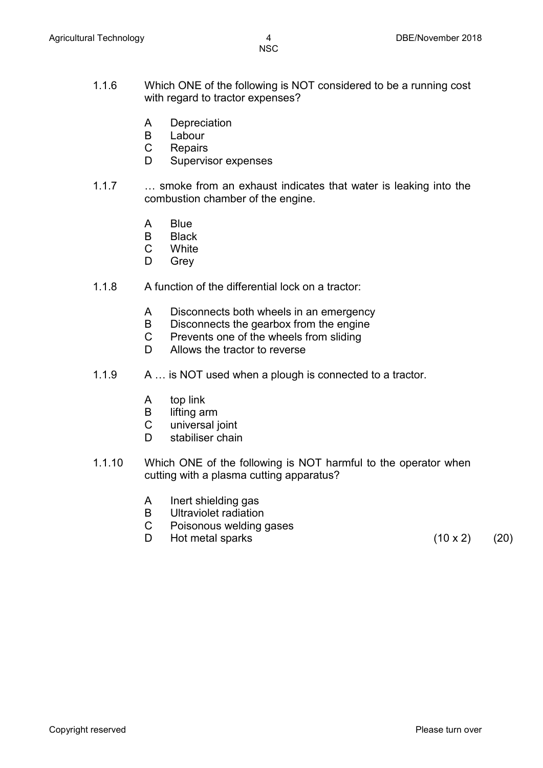1.1.6 Which ONE of the following is NOT considered to be a running cost with regard to tractor expenses?

- A Depreciation
- B Labour
- C Repairs
- D Supervisor expenses

1.1.7 … smoke from an exhaust indicates that water is leaking into the combustion chamber of the engine.

- A Blue
- B Black
- C White
- D Grey

1.1.8 A function of the differential lock on a tractor:

- A Disconnects both wheels in an emergency
- B Disconnects the gearbox from the engine
- C Prevents one of the wheels from sliding
- D Allows the tractor to reverse

1.1.9 A … is NOT used when a plough is connected to a tractor.

- A top link
- B lifting arm
- C universal joint
- D stabiliser chain

1.1.10 Which ONE of the following is NOT harmful to the operator when cutting with a plasma cutting apparatus?

- A Inert shielding gas
- B Ultraviolet radiation
- C Poisonous welding gases
- D Hot metal sparks

(10 x 2) (20)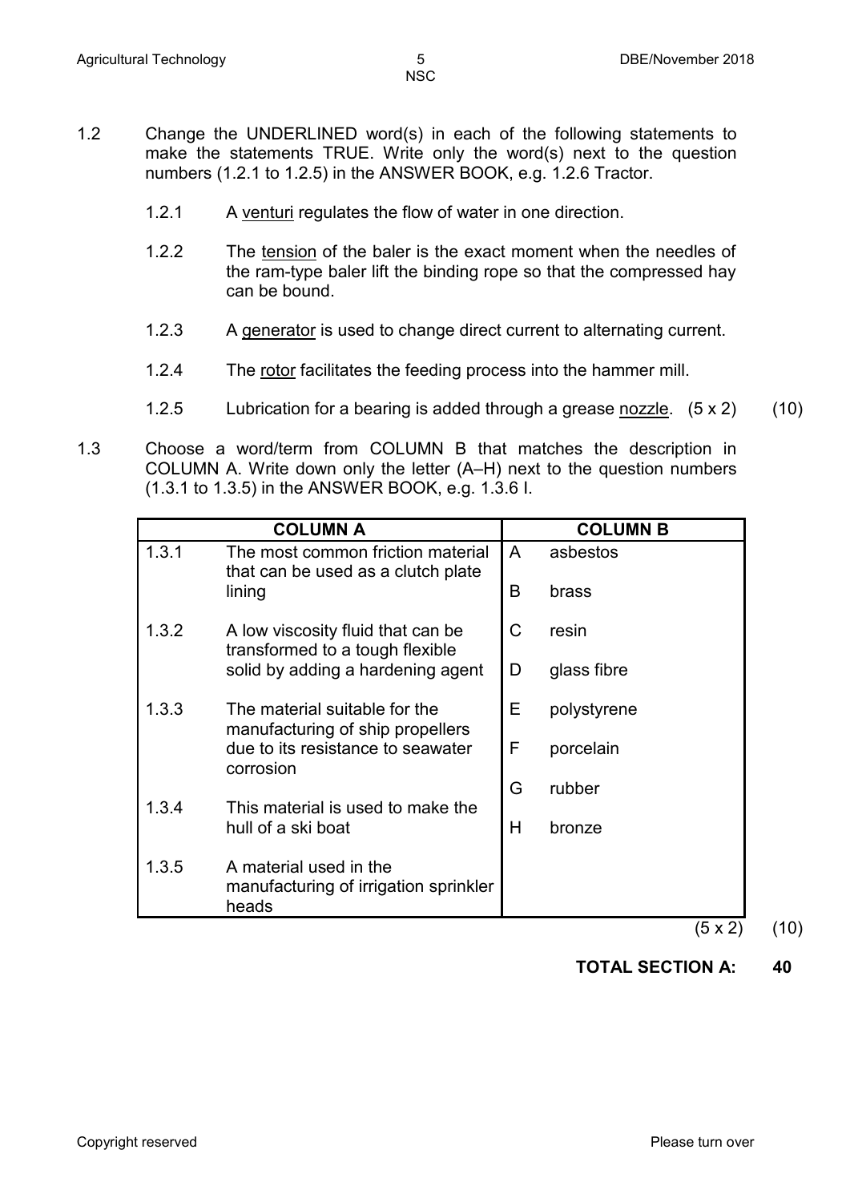1.2 Change the UNDERLINED word(s) in each of the following statements to make the statements TRUE. Write only the word(s) next to the question numbers (1.2.1 to 1.2.5) in the ANSWER BOOK, e.g. 1.2.6 Tractor.

1.2.1 A <u>venturi</u> regulates the flow of water in one direction.

1.2.2 The <u>tension</u> of the baler is the exact moment when the needles of the ram-type baler lift the binding rope so that the compressed hay can be bound.

1.2.3 A <u>generator</u> is used to change direct current to alternating current.

1.2.4 The <u>rotor</u> facilitates the feeding process into the hammer mill.

1.2.5 Lubrication for a bearing is added through a grease <u>nozzle</u>. (5 x 2) (10)

1.3 Choose a word/term from COLUMN B that matches the description in COLUMN A. Write down only the letter (A–H) next to the question numbers (1.3.1 to 1.3.5) in the ANSWER BOOK, e.g. 1.3.6 I.

| COLUMN A | | COLUMN B | |
|---|---|---|---|
| 1.3.1 | The most common friction material that can be used as a clutch plate lining | A | asbestos |
| | | B | brass |
| 1.3.2 | A low viscosity fluid that can be transformed to a tough flexible solid by adding a hardening agent | C | resin |
| | | D | glass fibre |
| 1.3.3 | The material suitable for the manufacturing of ship propellers due to its resistance to seawater corrosion | E | polystyrene |
| | | F | porcelain |
| | | G | rubber |
| 1.3.4 | This material is used to make the hull of a ski boat | H | bronze |
| 1.3.5 | A material used in the manufacturing of irrigation sprinkler heads | | |

(5 x 2) (10)

**TOTAL SECTION A: 40**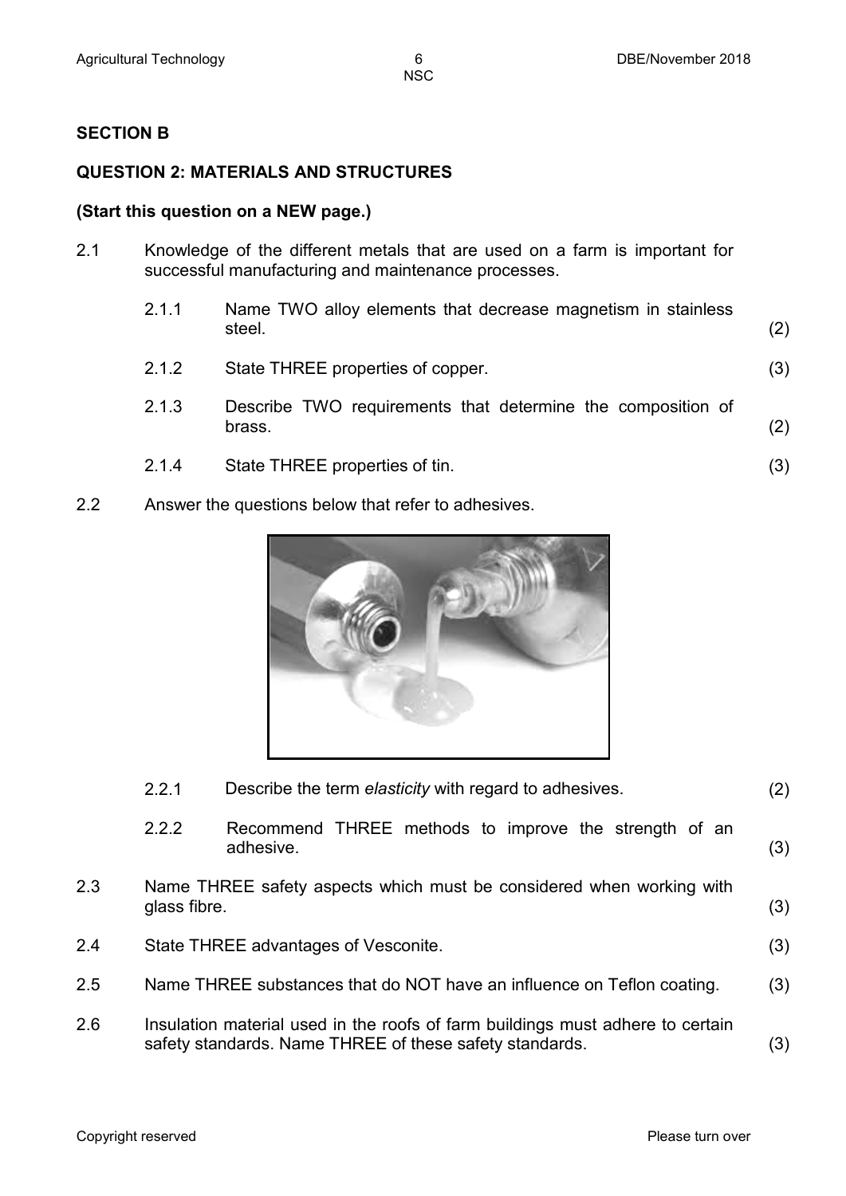## SECTION B

### QUESTION 2: MATERIALS AND STRUCTURES

**(Start this question on a NEW page.)**

2.1 Knowledge of the different metals that are used on a farm is important for successful manufacturing and maintenance processes.

2.1.1 Name TWO alloy elements that decrease magnetism in stainless steel. (2)

2.1.2 State THREE properties of copper. (3)

2.1.3 Describe TWO requirements that determine the composition of brass. (2)

2.1.4 State THREE properties of tin. (3)

2.2 Answer the questions below that refer to adhesives.

2.2.1 Describe the term *elasticity* with regard to adhesives. (2)

2.2.2 Recommend THREE methods to improve the strength of an adhesive. (3)

2.3 Name THREE safety aspects which must be considered when working with glass fibre. (3)

2.4 State THREE advantages of Vesconite. (3)

2.5 Name THREE substances that do NOT have an influence on Teflon coating. (3)

2.6 Insulation material used in the roofs of farm buildings must adhere to certain safety standards. Name THREE of these safety standards. (3)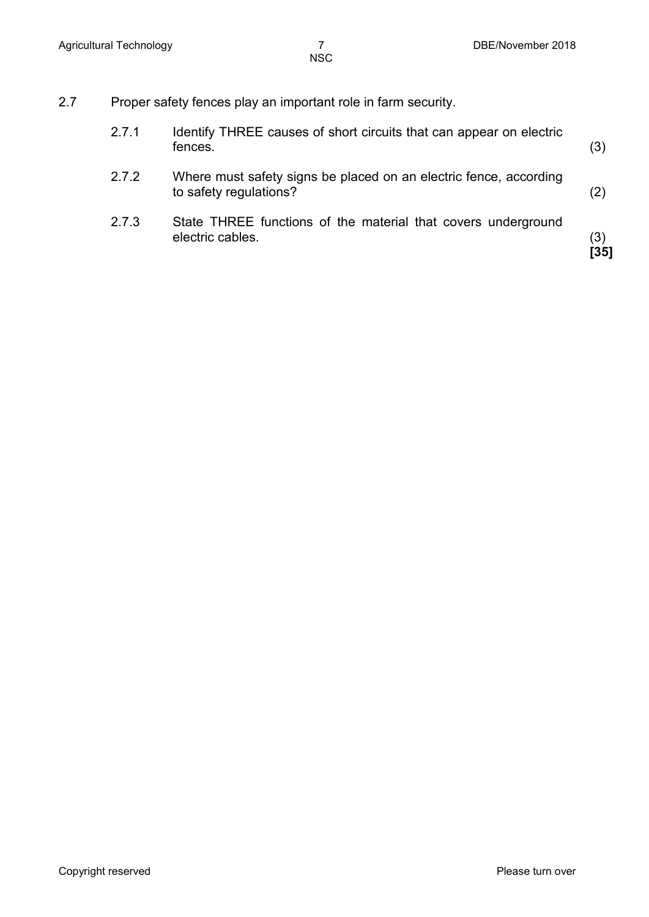2.7 Proper safety fences play an important role in farm security.

2.7.1 Identify THREE causes of short circuits that can appear on electric fences. (3)

2.7.2 Where must safety signs be placed on an electric fence, according to safety regulations? (2)

2.7.3 State THREE functions of the material that covers underground electric cables. (3)

**[35]**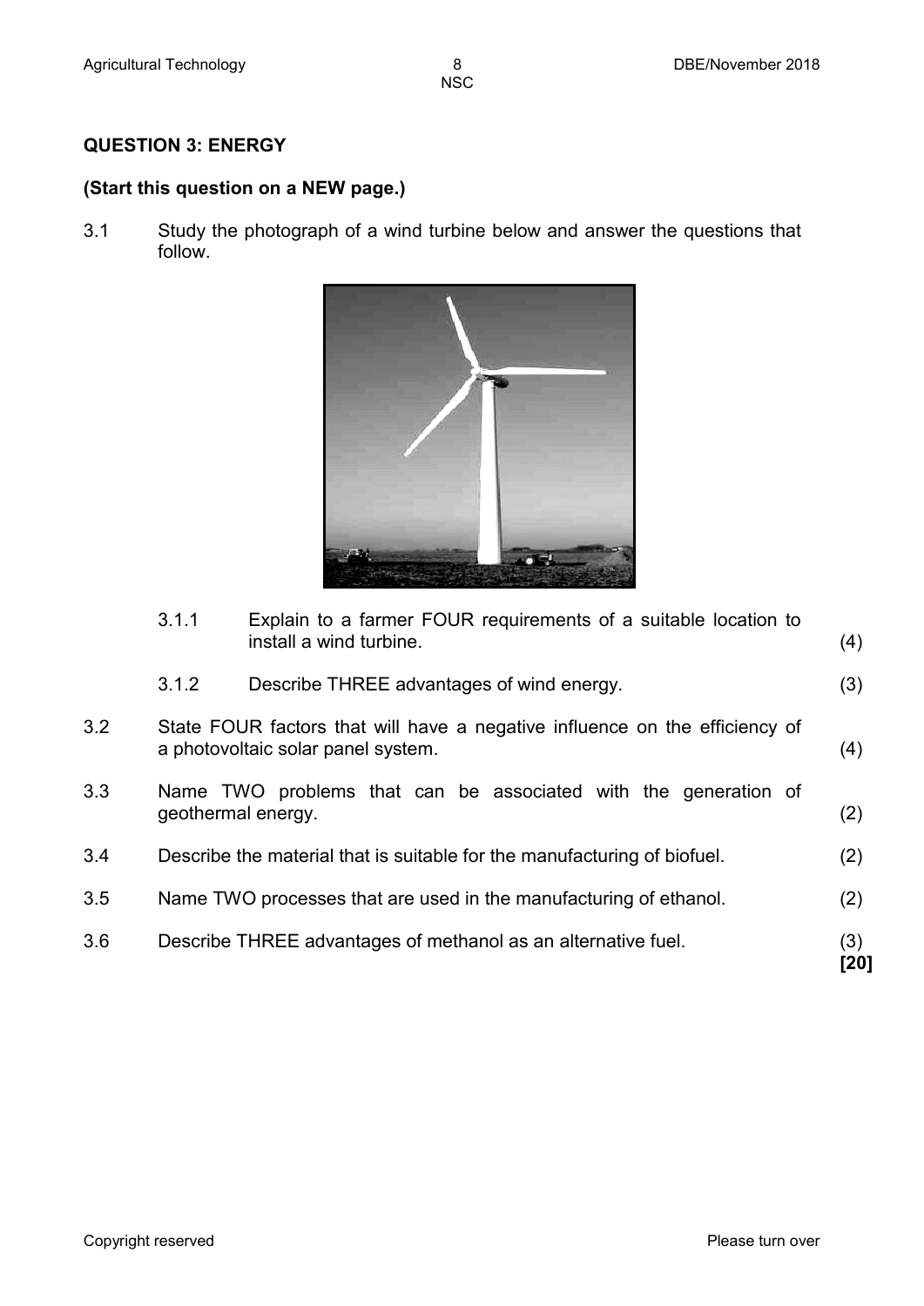## QUESTION 3: ENERGY

**(Start this question on a NEW page.)**

3.1 Study the photograph of a wind turbine below and answer the questions that follow.

3.1.1 Explain to a farmer FOUR requirements of a suitable location to install a wind turbine. (4)

3.1.2 Describe THREE advantages of wind energy. (3)

3.2 State FOUR factors that will have a negative influence on the efficiency of a photovoltaic solar panel system. (4)

3.3 Name TWO problems that can be associated with the generation of geothermal energy. (2)

3.4 Describe the material that is suitable for the manufacturing of biofuel. (2)

3.5 Name TWO processes that are used in the manufacturing of ethanol. (2)

3.6 Describe THREE advantages of methanol as an alternative fuel. (3)
**[20]**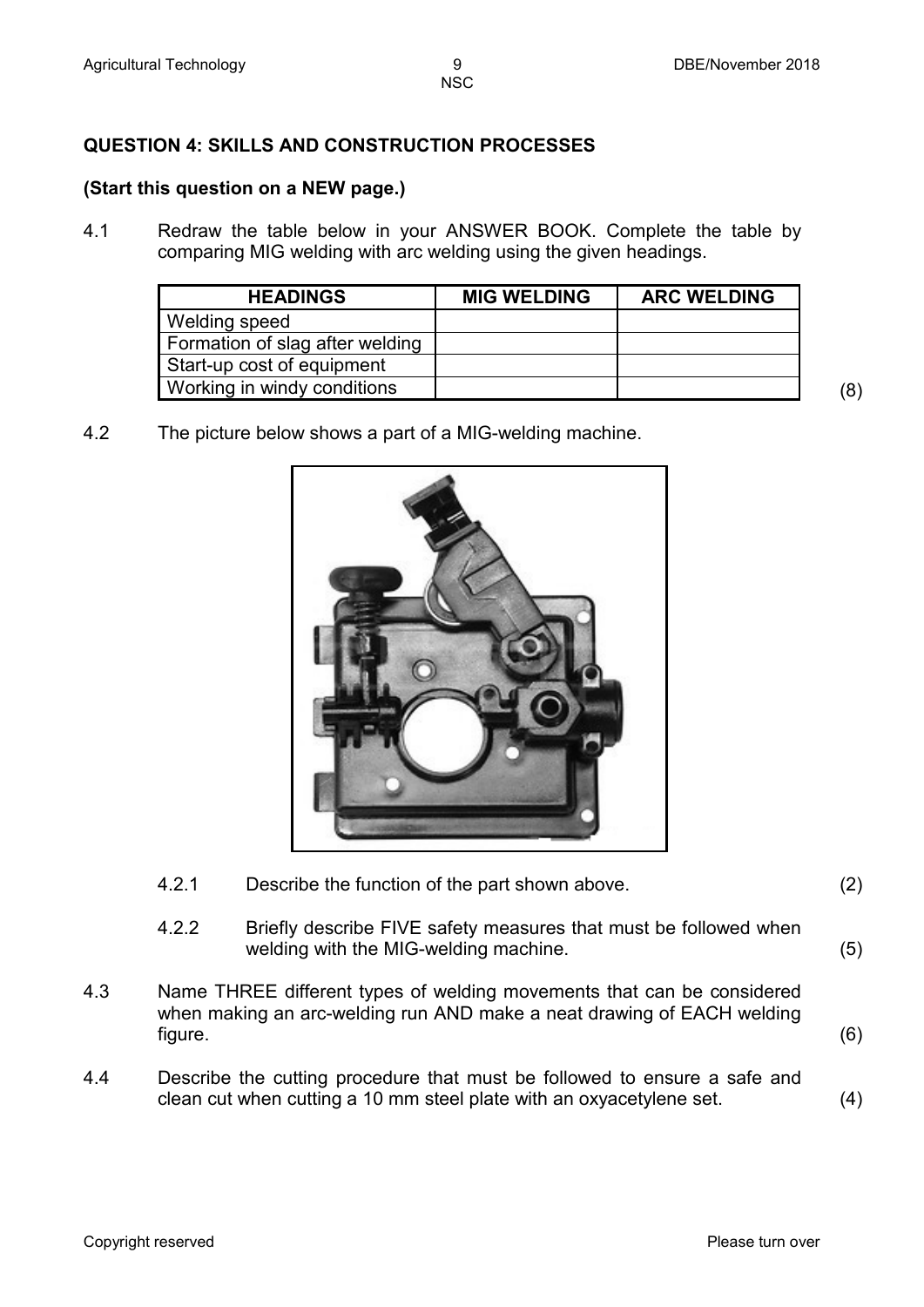## QUESTION 4: SKILLS AND CONSTRUCTION PROCESSES

**(Start this question on a NEW page.)**

4.1 Redraw the table below in your ANSWER BOOK. Complete the table by comparing MIG welding with arc welding using the given headings.

| HEADINGS | MIG WELDING | ARC WELDING |
|---|---|---|
| Welding speed | | |
| Formation of slag after welding | | |
| Start-up cost of equipment | | |
| Working in windy conditions | | |

(8)

4.2 The picture below shows a part of a MIG-welding machine.

4.2.1 Describe the function of the part shown above. (2)

4.2.2 Briefly describe FIVE safety measures that must be followed when welding with the MIG-welding machine. (5)

4.3 Name THREE different types of welding movements that can be considered when making an arc-welding run AND make a neat drawing of EACH welding figure. (6)

4.4 Describe the cutting procedure that must be followed to ensure a safe and clean cut when cutting a 10 mm steel plate with an oxyacetylene set. (4)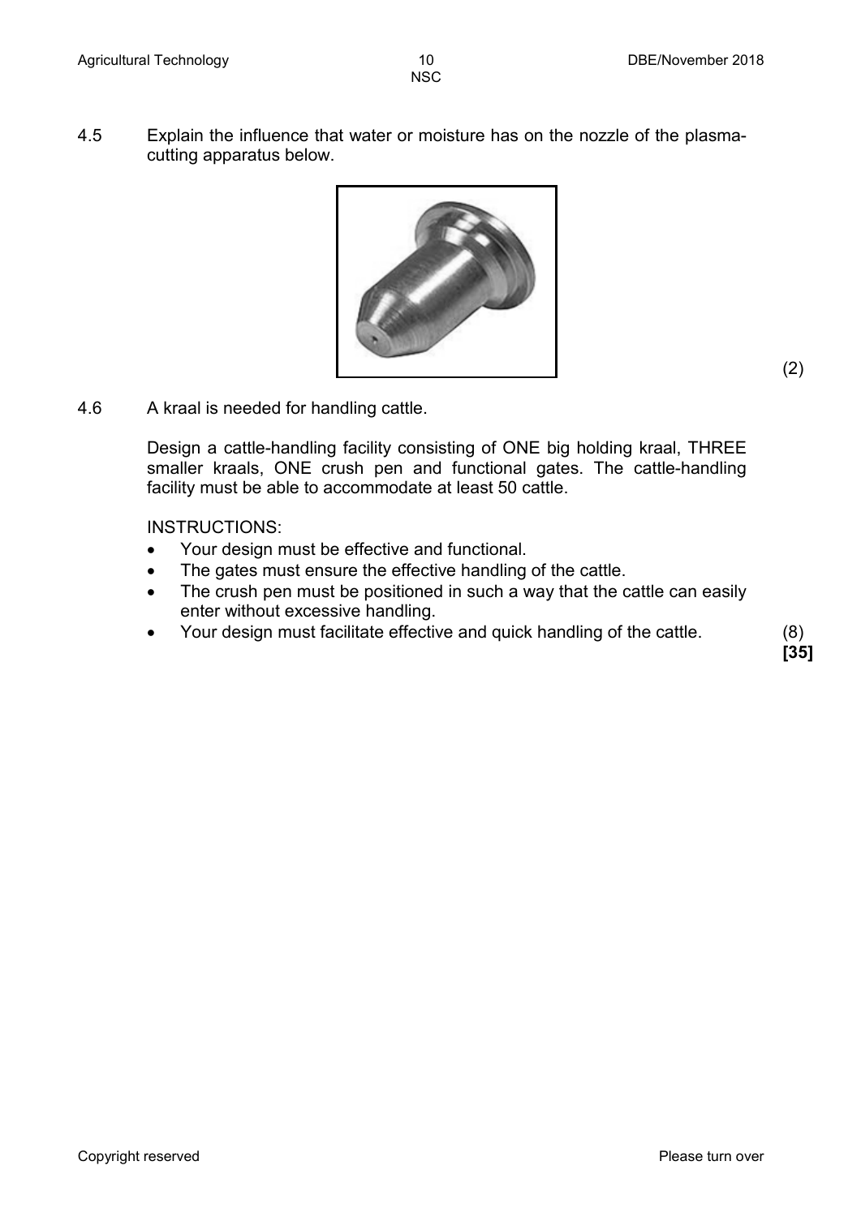4.5 Explain the influence that water or moisture has on the nozzle of the plasma-cutting apparatus below. (2)

4.6 A kraal is needed for handling cattle.

Design a cattle-handling facility consisting of ONE big holding kraal, THREE smaller kraals, ONE crush pen and functional gates. The cattle-handling facility must be able to accommodate at least 50 cattle.

INSTRUCTIONS:

- Your design must be effective and functional.
- The gates must ensure the effective handling of the cattle.
- The crush pen must be positioned in such a way that the cattle can easily enter without excessive handling.
- Your design must facilitate effective and quick handling of the cattle. (8)

**[35]**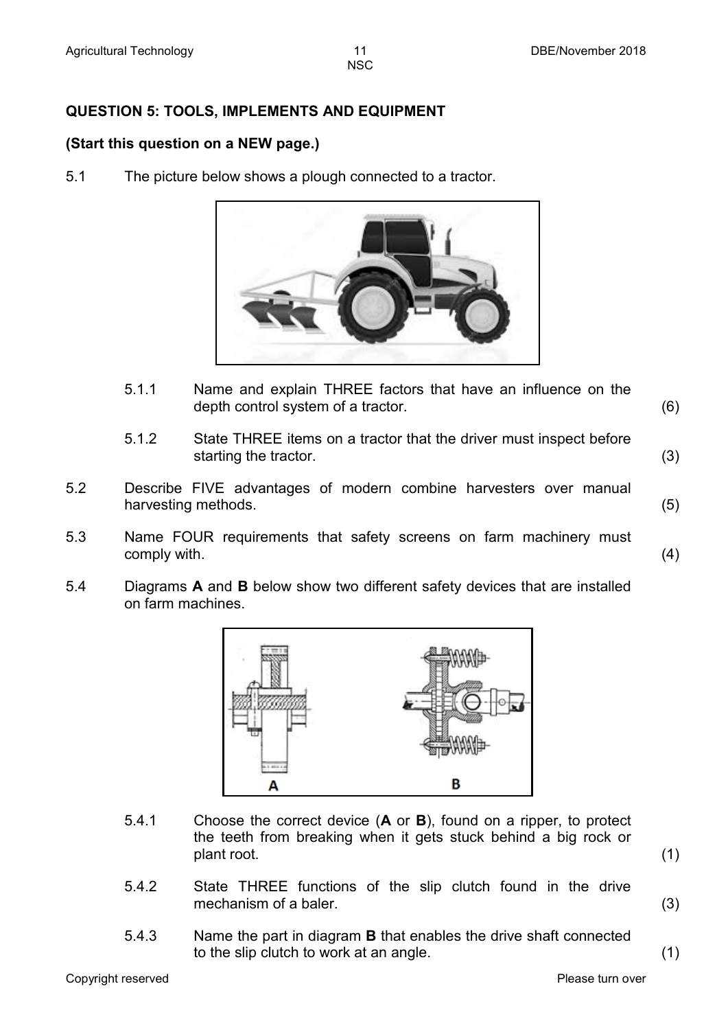## QUESTION 5: TOOLS, IMPLEMENTS AND EQUIPMENT

**(Start this question on a NEW page.)**

5.1 The picture below shows a plough connected to a tractor.

5.1.1 Name and explain THREE factors that have an influence on the depth control system of a tractor. (6)

5.1.2 State THREE items on a tractor that the driver must inspect before starting the tractor. (3)

5.2 Describe FIVE advantages of modern combine harvesters over manual harvesting methods. (5)

5.3 Name FOUR requirements that safety screens on farm machinery must comply with. (4)

5.4 Diagrams **A** and **B** below show two different safety devices that are installed on farm machines.

5.4.1 Choose the correct device (**A** or **B**), found on a ripper, to protect the teeth from breaking when it gets stuck behind a big rock or plant root. (1)

5.4.2 State THREE functions of the slip clutch found in the drive mechanism of a baler. (3)

5.4.3 Name the part in diagram **B** that enables the drive shaft connected to the slip clutch to work at an angle. (1)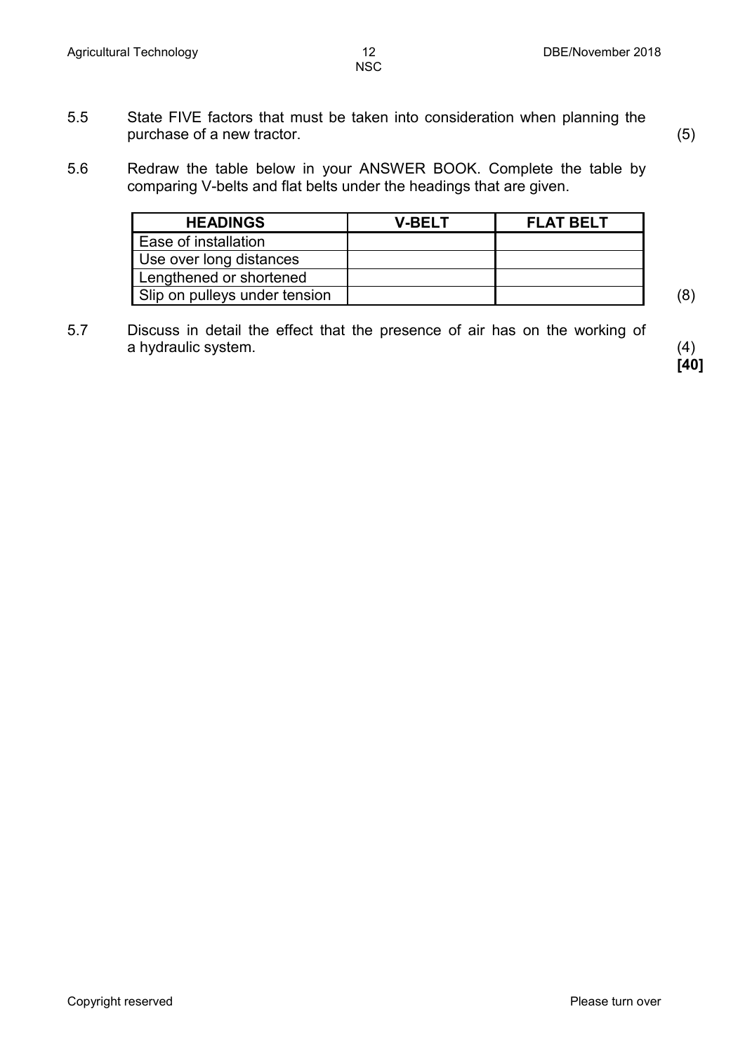5.5 State FIVE factors that must be taken into consideration when planning the purchase of a new tractor. (5)

5.6 Redraw the table below in your ANSWER BOOK. Complete the table by comparing V-belts and flat belts under the headings that are given.

| HEADINGS | V-BELT | FLAT BELT |
|---|---|---|
| Ease of installation | | |
| Use over long distances | | |
| Lengthened or shortened | | |
| Slip on pulleys under tension | | |

(8)

5.7 Discuss in detail the effect that the presence of air has on the working of a hydraulic system. (4)

**[40]**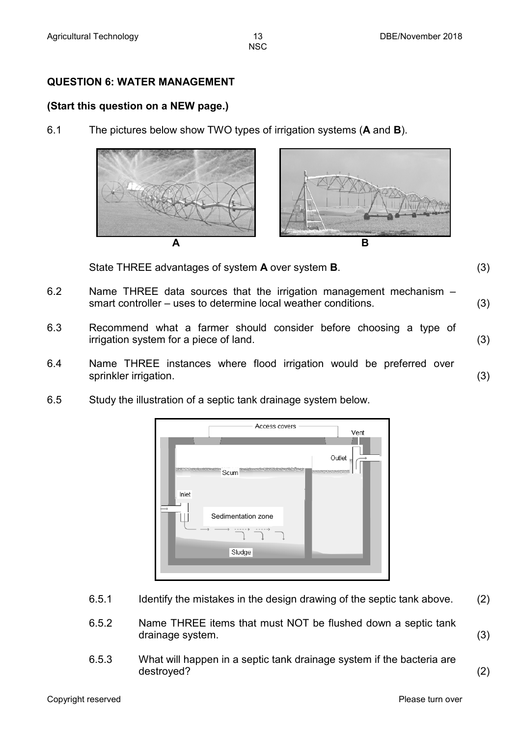## QUESTION 6: WATER MANAGEMENT

**(Start this question on a NEW page.)**

6.1 The pictures below show TWO types of irrigation systems (**A** and **B**).

A B

State THREE advantages of system **A** over system **B**. (3)

6.2 Name THREE data sources that the irrigation management mechanism – smart controller – uses to determine local weather conditions. (3)

6.3 Recommend what a farmer should consider before choosing a type of irrigation system for a piece of land. (3)

6.4 Name THREE instances where flood irrigation would be preferred over sprinkler irrigation. (3)

6.5 Study the illustration of a septic tank drainage system below.

Access covers, Vent, Outlet, Scum, Inlet, Sedimentation zone, Sludge

6.5.1 Identify the mistakes in the design drawing of the septic tank above. (2)

6.5.2 Name THREE items that must NOT be flushed down a septic tank drainage system. (3)

6.5.3 What will happen in a septic tank drainage system if the bacteria are destroyed? (2)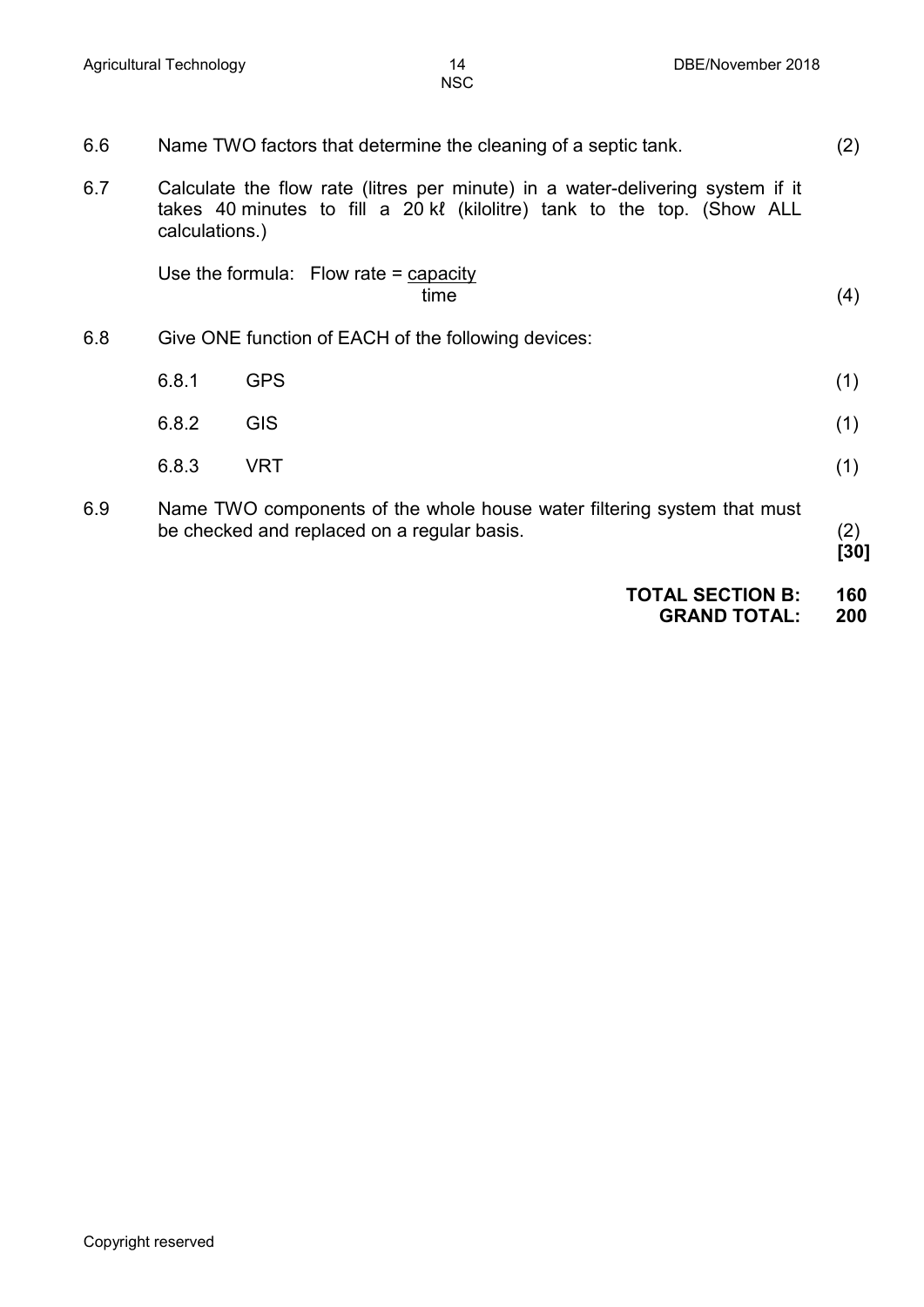6.6 Name TWO factors that determine the cleaning of a septic tank. (2)

6.7 Calculate the flow rate (litres per minute) in a water-delivering system if it takes 40 minutes to fill a 20 kℓ (kilolitre) tank to the top. (Show ALL calculations.)

Use the formula: $\text{Flow rate} = \frac{\text{capacity}}{\text{time}}$ (4)

6.8 Give ONE function of EACH of the following devices:

6.8.1 GPS (1)

6.8.2 GIS (1)

6.8.3 VRT (1)

6.9 Name TWO components of the whole house water filtering system that must be checked and replaced on a regular basis. (2)
**[30]**

**TOTAL SECTION B: 160**
**GRAND TOTAL: 200**